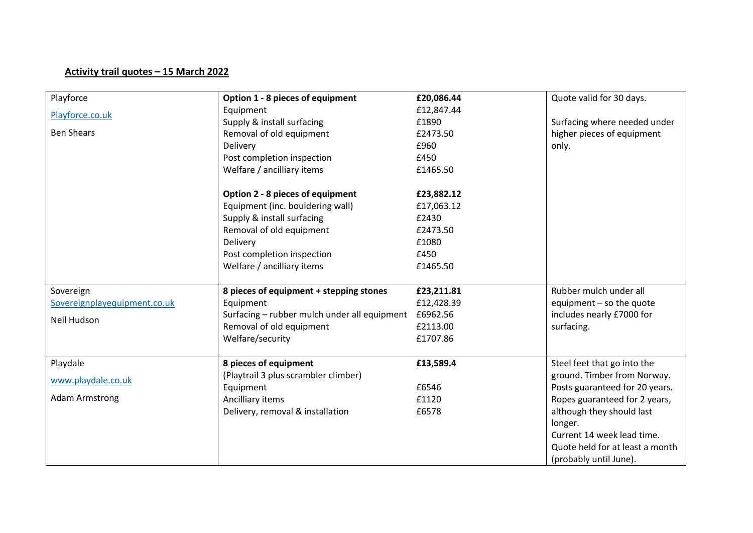**Activity trail quotes – 15 March 2022**

| Supplier | Item | Cost | Notes |
|---|---|---|---|
| Playforce<br>[Playforce.co.uk](Playforce.co.uk)<br>Ben Shears | **Option 1 - 8 pieces of equipment** | **£20,086.44** | Quote valid for 30 days.<br><br>Surfacing where needed under higher pieces of equipment only. |
| | Equipment | £12,847.44 | |
| | Supply & install surfacing | £1890 | |
| | Removal of old equipment | £2473.50 | |
| | Delivery | £960 | |
| | Post completion inspection | £450 | |
| | Welfare / ancilliary items | £1465.50 | |
| | **Option 2 - 8 pieces of equipment** | **£23,882.12** | |
| | Equipment (inc. bouldering wall) | £17,063.12 | |
| | Supply & install surfacing | £2430 | |
| | Removal of old equipment | £2473.50 | |
| | Delivery | £1080 | |
| | Post completion inspection | £450 | |
| | Welfare / ancilliary items | £1465.50 | |
| Sovereign<br>[Sovereignplayequipment.co.uk](Sovereignplayequipment.co.uk)<br>Neil Hudson | **8 pieces of equipment + stepping stones** | **£23,211.81** | Rubber mulch under all equipment – so the quote includes nearly £7000 for surfacing. |
| | Equipment | £12,428.39 | |
| | Surfacing – rubber mulch under all equipment | £6962.56 | |
| | Removal of old equipment | £2113.00 | |
| | Welfare/security | £1707.86 | |
| Playdale<br>[www.playdale.co.uk](www.playdale.co.uk)<br>Adam Armstrong | **8 pieces of equipment**<br>(Playtrail 3 plus scrambler climber) | **£13,589.4** | Steel feet that go into the ground. Timber from Norway. Posts guaranteed for 20 years. Ropes guaranteed for 2 years, although they should last longer.<br>Current 14 week lead time.<br>Quote held for at least a month (probably until June). |
| | Equipment | £6546 | |
| | Ancilliary items | £1120 | |
| | Delivery, removal & installation | £6578 | |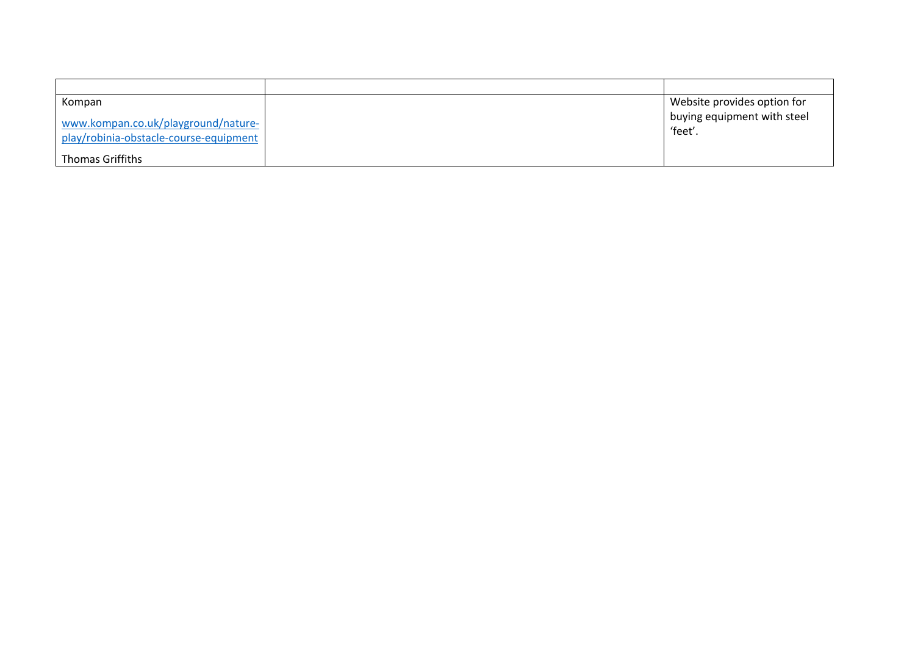| | | |
|---|---|---|
| Kompan<br>www.kompan.co.uk/playground/nature-play/robinia-obstacle-course-equipment<br>Thomas Griffiths | | Website provides option for buying equipment with steel 'feet'. |